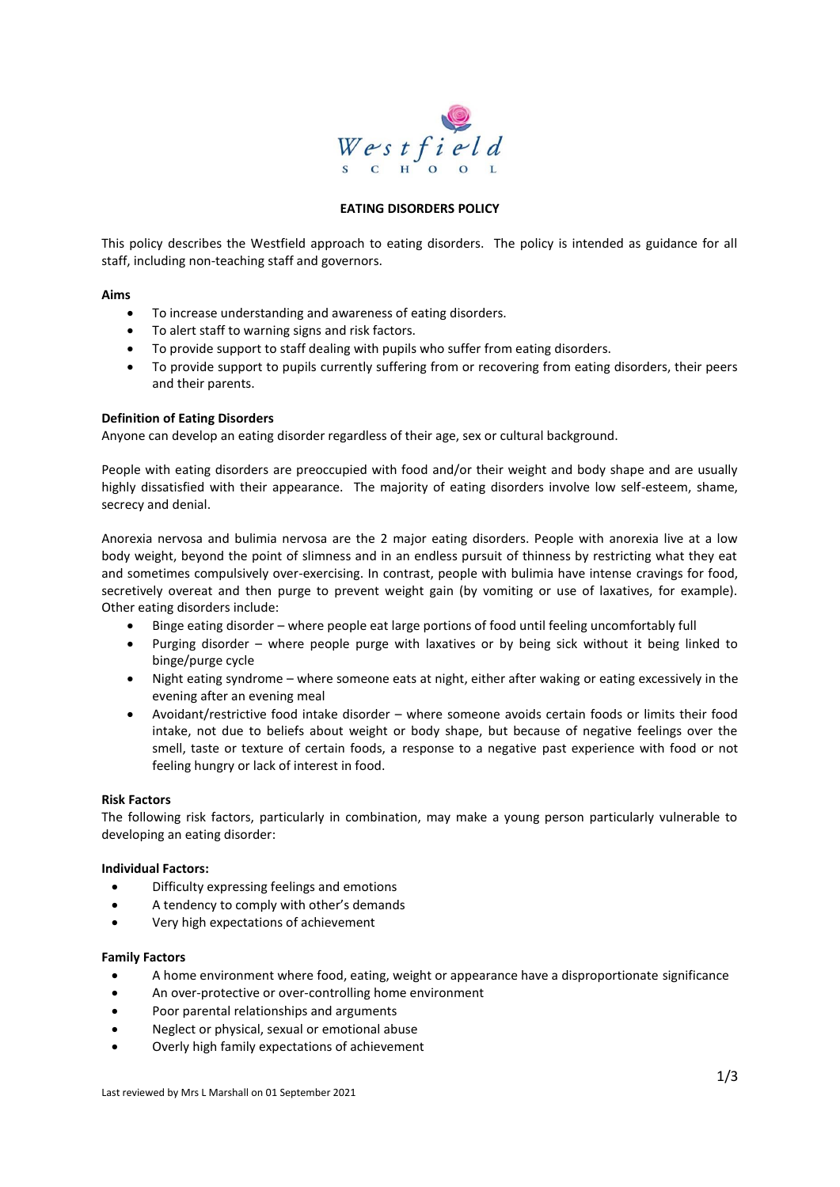Westfield SCHOOL

# EATING DISORDERS POLICY

This policy describes the Westfield approach to eating disorders. The policy is intended as guidance for all staff, including non-teaching staff and governors.

**Aims**

- To increase understanding and awareness of eating disorders.
- To alert staff to warning signs and risk factors.
- To provide support to staff dealing with pupils who suffer from eating disorders.
- To provide support to pupils currently suffering from or recovering from eating disorders, their peers and their parents.

**Definition of Eating Disorders**

Anyone can develop an eating disorder regardless of their age, sex or cultural background.

People with eating disorders are preoccupied with food and/or their weight and body shape and are usually highly dissatisfied with their appearance. The majority of eating disorders involve low self-esteem, shame, secrecy and denial.

Anorexia nervosa and bulimia nervosa are the 2 major eating disorders. People with anorexia live at a low body weight, beyond the point of slimness and in an endless pursuit of thinness by restricting what they eat and sometimes compulsively over-exercising. In contrast, people with bulimia have intense cravings for food, secretively overeat and then purge to prevent weight gain (by vomiting or use of laxatives, for example). Other eating disorders include:

- Binge eating disorder – where people eat large portions of food until feeling uncomfortably full
- Purging disorder – where people purge with laxatives or by being sick without it being linked to binge/purge cycle
- Night eating syndrome – where someone eats at night, either after waking or eating excessively in the evening after an evening meal
- Avoidant/restrictive food intake disorder – where someone avoids certain foods or limits their food intake, not due to beliefs about weight or body shape, but because of negative feelings over the smell, taste or texture of certain foods, a response to a negative past experience with food or not feeling hungry or lack of interest in food.

**Risk Factors**

The following risk factors, particularly in combination, may make a young person particularly vulnerable to developing an eating disorder:

**Individual Factors:**

- Difficulty expressing feelings and emotions
- A tendency to comply with other's demands
- Very high expectations of achievement

**Family Factors**

- A home environment where food, eating, weight or appearance have a disproportionate significance
- An over-protective or over-controlling home environment
- Poor parental relationships and arguments
- Neglect or physical, sexual or emotional abuse
- Overly high family expectations of achievement

Last reviewed by Mrs L Marshall on 01 September 2021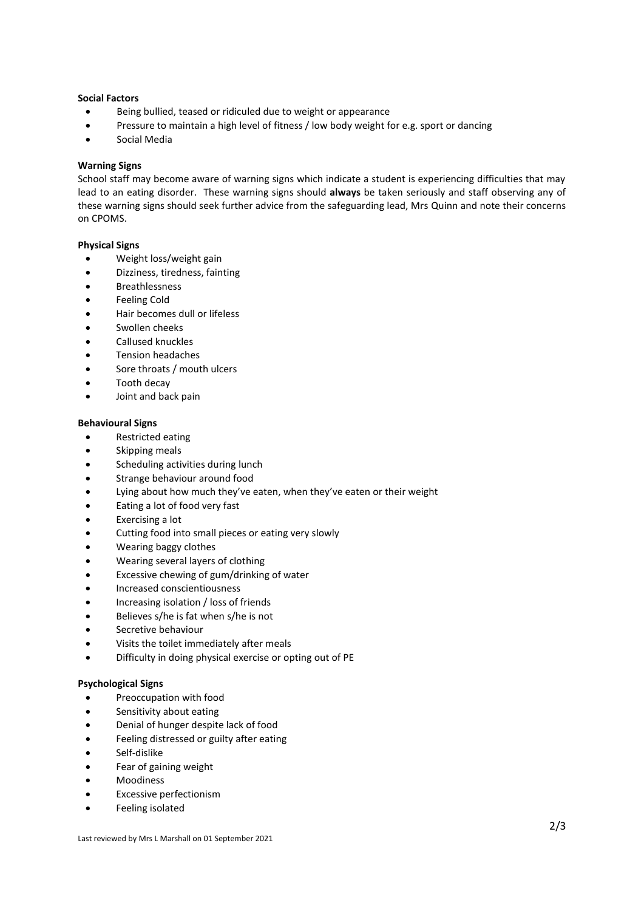**Social Factors**

- Being bullied, teased or ridiculed due to weight or appearance
- Pressure to maintain a high level of fitness / low body weight for e.g. sport or dancing
- Social Media

**Warning Signs**

School staff may become aware of warning signs which indicate a student is experiencing difficulties that may lead to an eating disorder. These warning signs should **always** be taken seriously and staff observing any of these warning signs should seek further advice from the safeguarding lead, Mrs Quinn and note their concerns on CPOMS.

**Physical Signs**

- Weight loss/weight gain
- Dizziness, tiredness, fainting
- Breathlessness
- Feeling Cold
- Hair becomes dull or lifeless
- Swollen cheeks
- Callused knuckles
- Tension headaches
- Sore throats / mouth ulcers
- Tooth decay
- Joint and back pain

**Behavioural Signs**

- Restricted eating
- Skipping meals
- Scheduling activities during lunch
- Strange behaviour around food
- Lying about how much they've eaten, when they've eaten or their weight
- Eating a lot of food very fast
- Exercising a lot
- Cutting food into small pieces or eating very slowly
- Wearing baggy clothes
- Wearing several layers of clothing
- Excessive chewing of gum/drinking of water
- Increased conscientiousness
- Increasing isolation / loss of friends
- Believes s/he is fat when s/he is not
- Secretive behaviour
- Visits the toilet immediately after meals
- Difficulty in doing physical exercise or opting out of PE

**Psychological Signs**

- Preoccupation with food
- Sensitivity about eating
- Denial of hunger despite lack of food
- Feeling distressed or guilty after eating
- Self-dislike
- Fear of gaining weight
- Moodiness
- Excessive perfectionism
- Feeling isolated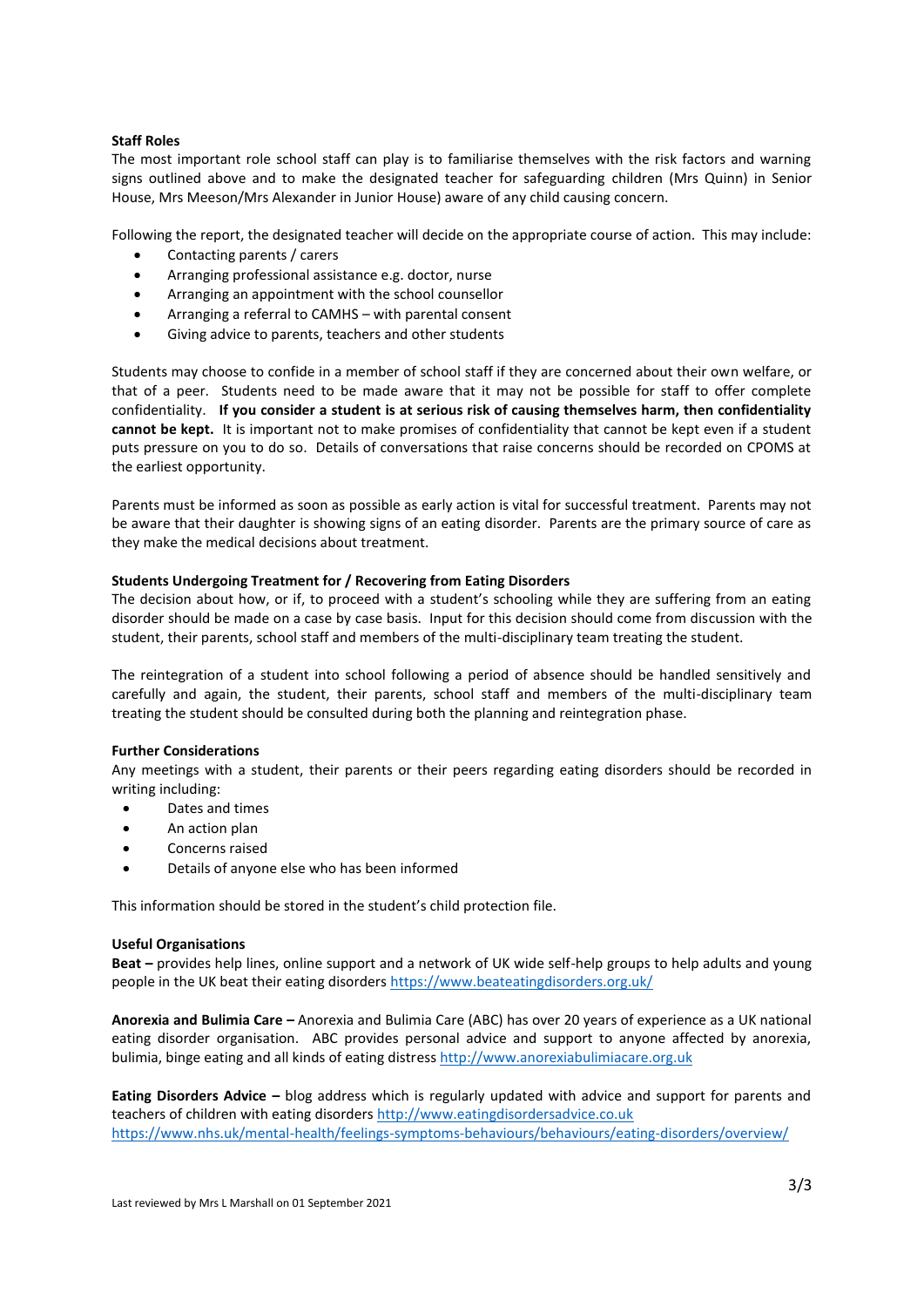**Staff Roles**

The most important role school staff can play is to familiarise themselves with the risk factors and warning signs outlined above and to make the designated teacher for safeguarding children (Mrs Quinn) in Senior House, Mrs Meeson/Mrs Alexander in Junior House) aware of any child causing concern.

Following the report, the designated teacher will decide on the appropriate course of action. This may include:

- Contacting parents / carers
- Arranging professional assistance e.g. doctor, nurse
- Arranging an appointment with the school counsellor
- Arranging a referral to CAMHS – with parental consent
- Giving advice to parents, teachers and other students

Students may choose to confide in a member of school staff if they are concerned about their own welfare, or that of a peer. Students need to be made aware that it may not be possible for staff to offer complete confidentiality. **If you consider a student is at serious risk of causing themselves harm, then confidentiality cannot be kept.** It is important not to make promises of confidentiality that cannot be kept even if a student puts pressure on you to do so. Details of conversations that raise concerns should be recorded on CPOMS at the earliest opportunity.

Parents must be informed as soon as possible as early action is vital for successful treatment. Parents may not be aware that their daughter is showing signs of an eating disorder. Parents are the primary source of care as they make the medical decisions about treatment.

**Students Undergoing Treatment for / Recovering from Eating Disorders**

The decision about how, or if, to proceed with a student's schooling while they are suffering from an eating disorder should be made on a case by case basis. Input for this decision should come from discussion with the student, their parents, school staff and members of the multi-disciplinary team treating the student.

The reintegration of a student into school following a period of absence should be handled sensitively and carefully and again, the student, their parents, school staff and members of the multi-disciplinary team treating the student should be consulted during both the planning and reintegration phase.

**Further Considerations**

Any meetings with a student, their parents or their peers regarding eating disorders should be recorded in writing including:

- Dates and times
- An action plan
- Concerns raised
- Details of anyone else who has been informed

This information should be stored in the student's child protection file.

**Useful Organisations**

**Beat –** provides help lines, online support and a network of UK wide self-help groups to help adults and young people in the UK beat their eating disorders https://www.beateatingdisorders.org.uk/

**Anorexia and Bulimia Care –** Anorexia and Bulimia Care (ABC) has over 20 years of experience as a UK national eating disorder organisation. ABC provides personal advice and support to anyone affected by anorexia, bulimia, binge eating and all kinds of eating distress http://www.anorexiabulimiacare.org.uk

**Eating Disorders Advice –** blog address which is regularly updated with advice and support for parents and teachers of children with eating disorders http://www.eatingdisordersadvice.co.uk
https://www.nhs.uk/mental-health/feelings-symptoms-behaviours/behaviours/eating-disorders/overview/

Last reviewed by Mrs L Marshall on 01 September 2021